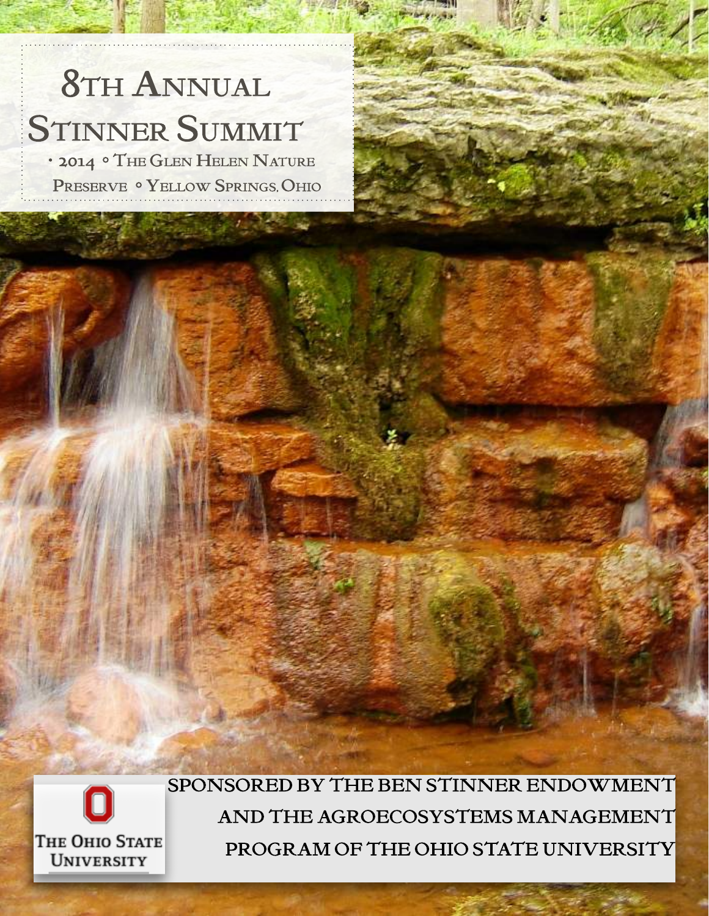# 8th Annual Stinner Summit

• 2014 ◦ The Glen Helen Nature Preserve ◦ Yellow Springs, Ohio

The Ohio State University

SPONSORED BY THE BEN STINNER ENDOWMENT AND THE AGROECOSYSTEMS MANAGEMENT PROGRAM OF THE OHIO STATE UNIVERSITY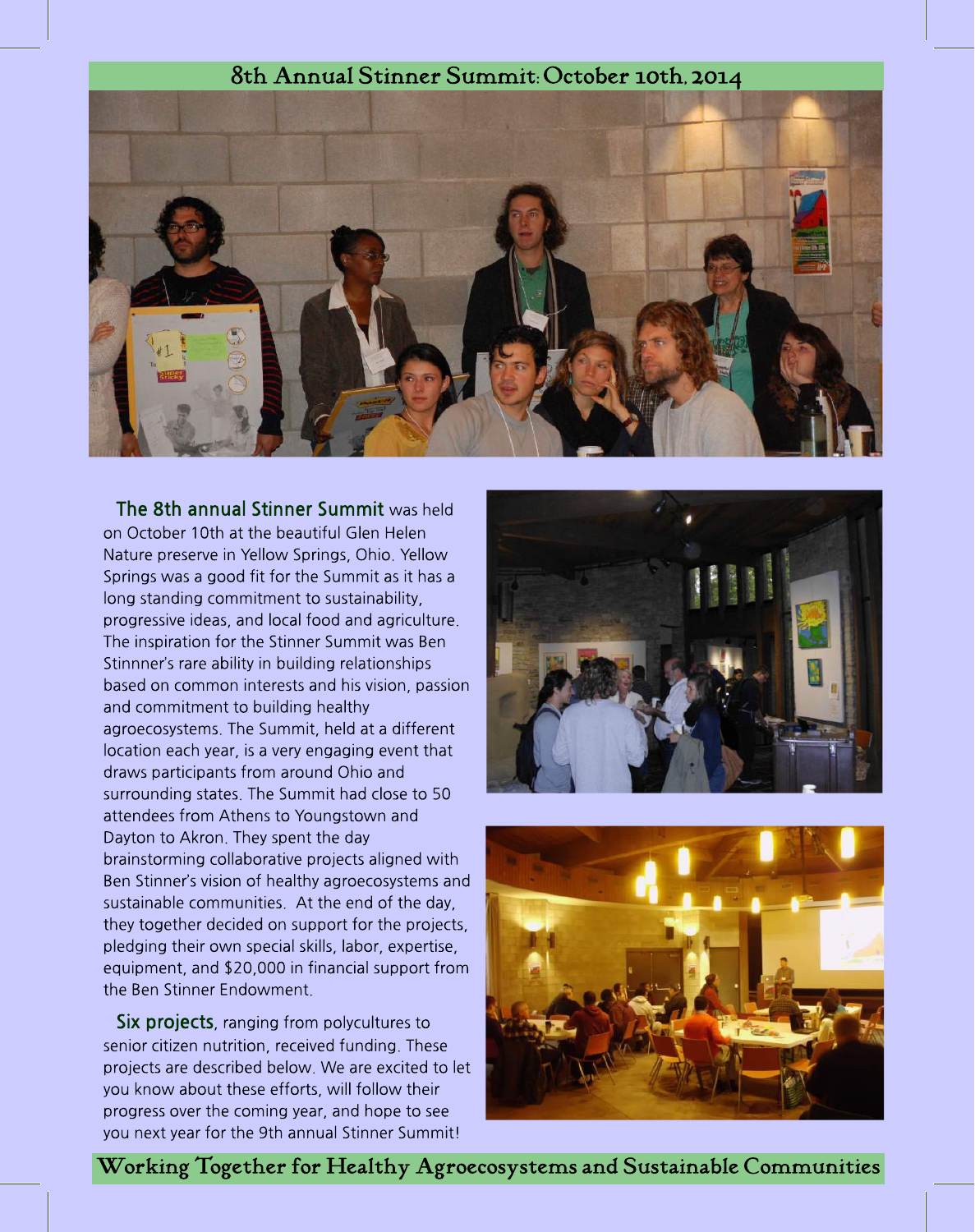# 8th Annual Stinner Summit: October 10th, 2014

**The 8th annual Stinner Summit** was held on October 10th at the beautiful Glen Helen Nature preserve in Yellow Springs, Ohio. Yellow Springs was a good fit for the Summit as it has a long standing commitment to sustainability, progressive ideas, and local food and agriculture. The inspiration for the Stinner Summit was Ben Stinnner's rare ability in building relationships based on common interests and his vision, passion and commitment to building healthy agroecosystems. The Summit, held at a different location each year, is a very engaging event that draws participants from around Ohio and surrounding states. The Summit had close to 50 attendees from Athens to Youngstown and Dayton to Akron. They spent the day brainstorming collaborative projects aligned with Ben Stinner's vision of healthy agroecosystems and sustainable communities. At the end of the day, they together decided on support for the projects, pledging their own special skills, labor, expertise, equipment, and $20,000 in financial support from the Ben Stinner Endowment.

**Six projects**, ranging from polycultures to senior citizen nutrition, received funding. These projects are described below. We are excited to let you know about these efforts, will follow their progress over the coming year, and hope to see you next year for the 9th annual Stinner Summit!

Working Together for Healthy Agroecosystems and Sustainable Communities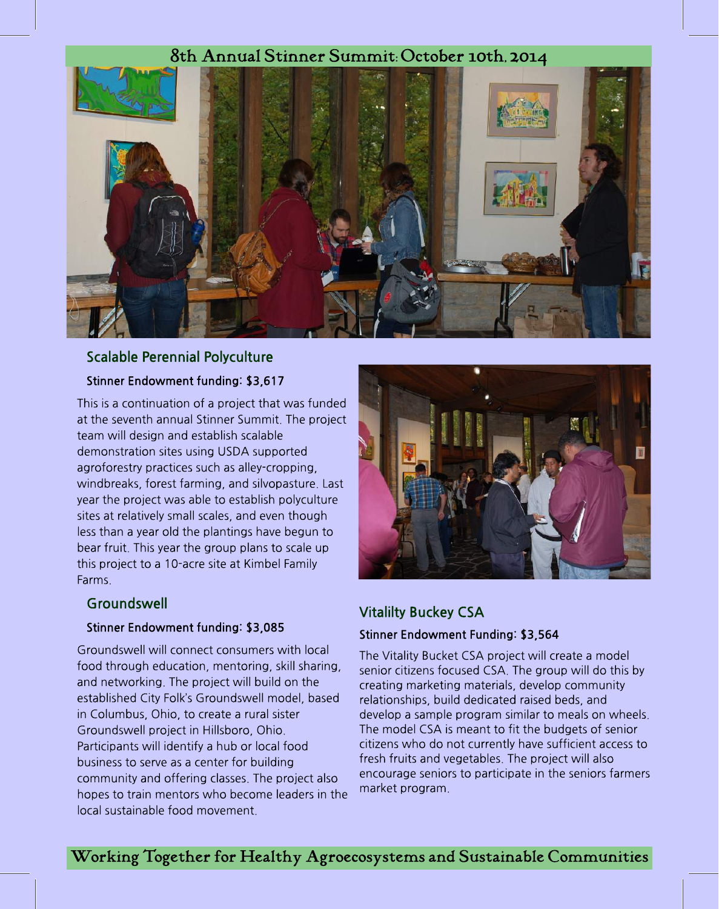# 8th Annual Stinner Summit: October 10th, 2014

## Scalable Perennial Polyculture

### Stinner Endowment funding: $3,617

This is a continuation of a project that was funded at the seventh annual Stinner Summit. The project team will design and establish scalable demonstration sites using USDA supported agroforestry practices such as alley-cropping, windbreaks, forest farming, and silvopasture. Last year the project was able to establish polyculture sites at relatively small scales, and even though less than a year old the plantings have begun to bear fruit. This year the group plans to scale up this project to a 10-acre site at Kimbel Family Farms.

## Groundswell

### Stinner Endowment funding: $3,085

Groundswell will connect consumers with local food through education, mentoring, skill sharing, and networking. The project will build on the established City Folk's Groundswell model, based in Columbus, Ohio, to create a rural sister Groundswell project in Hillsboro, Ohio. Participants will identify a hub or local food business to serve as a center for building community and offering classes. The project also hopes to train mentors who become leaders in the local sustainable food movement.

## Vitalilty Buckey CSA

### Stinner Endowment Funding: $3,564

The Vitality Bucket CSA project will create a model senior citizens focused CSA. The group will do this by creating marketing materials, develop community relationships, build dedicated raised beds, and develop a sample program similar to meals on wheels. The model CSA is meant to fit the budgets of senior citizens who do not currently have sufficient access to fresh fruits and vegetables. The project will also encourage seniors to participate in the seniors farmers market program.

Working Together for Healthy Agroecosystems and Sustainable Communities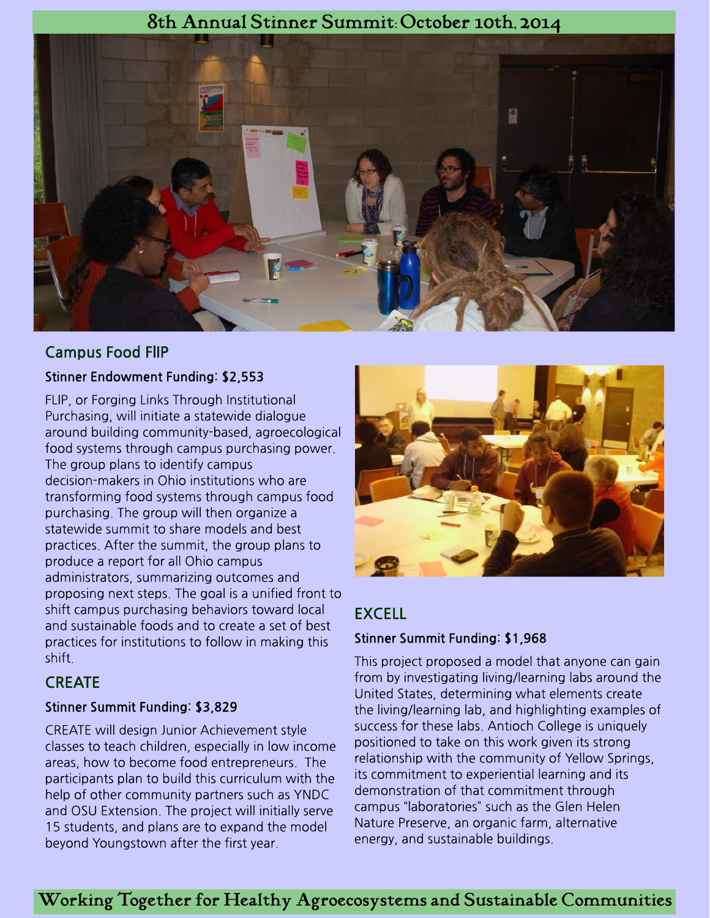# 8th Annual Stinner Summit: October 10th, 2014

## Campus Food FlIP

### Stinner Endowment Funding: $2,553

FLIP, or Forging Links Through Institutional Purchasing, will initiate a statewide dialogue around building community-based, agroecological food systems through campus purchasing power. The group plans to identify campus decision-makers in Ohio institutions who are transforming food systems through campus food purchasing. The group will then organize a statewide summit to share models and best practices. After the summit, the group plans to produce a report for all Ohio campus administrators, summarizing outcomes and proposing next steps. The goal is a unified front to shift campus purchasing behaviors toward local and sustainable foods and to create a set of best practices for institutions to follow in making this shift.

## CREATE

### Stinner Summit Funding: $3,829

CREATE will design Junior Achievement style classes to teach children, especially in low income areas, how to become food entrepreneurs. The participants plan to build this curriculum with the help of other community partners such as YNDC and OSU Extension. The project will initially serve 15 students, and plans are to expand the model beyond Youngstown after the first year.

## EXCELL

### Stinner Summit Funding: $1,968

This project proposed a model that anyone can gain from by investigating living/learning labs around the United States, determining what elements create the living/learning lab, and highlighting examples of success for these labs. Antioch College is uniquely positioned to take on this work given its strong relationship with the community of Yellow Springs, its commitment to experiential learning and its demonstration of that commitment through campus "laboratories" such as the Glen Helen Nature Preserve, an organic farm, alternative energy, and sustainable buildings.

Working Together for Healthy Agroecosystems and Sustainable Communities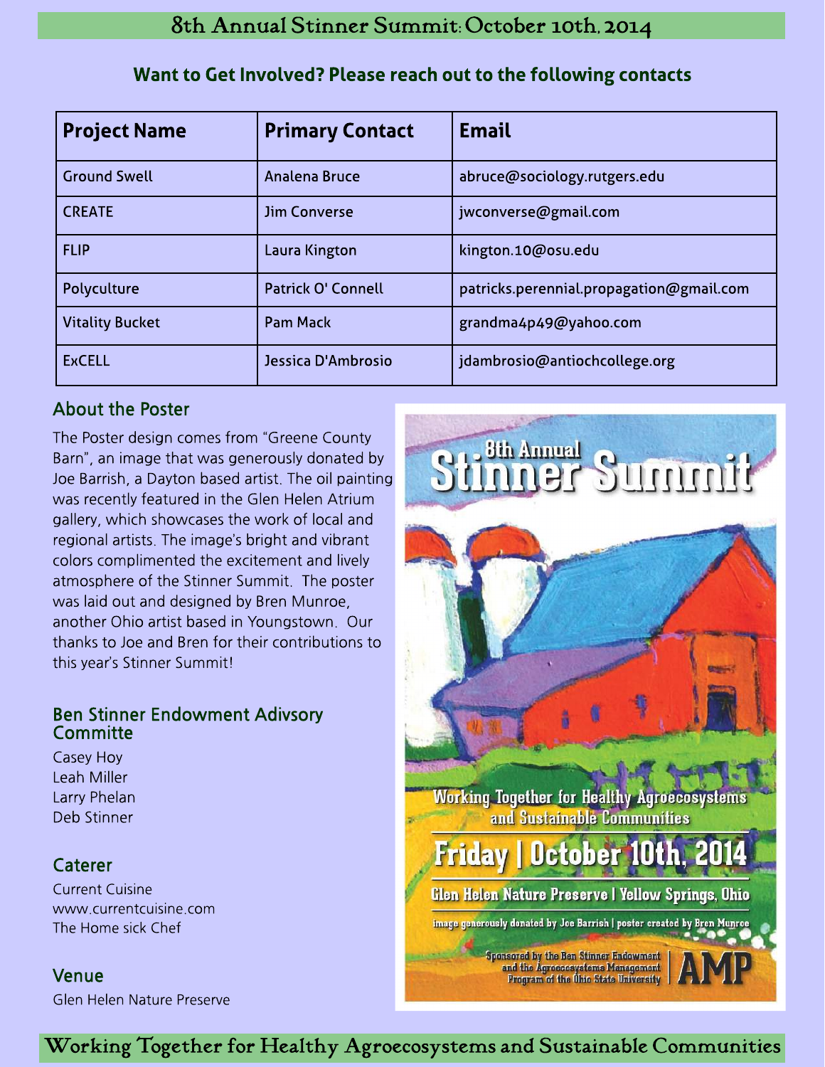# 8th Annual Stinner Summit: October 10th, 2014

## Want to Get Involved? Please reach out to the following contacts

| Project Name | Primary Contact | Email |
|---|---|---|
| Ground Swell | Analena Bruce | abruce@sociology.rutgers.edu |
| CREATE | Jim Converse | jwconverse@gmail.com |
| FLIP | Laura Kington | kington.10@osu.edu |
| Polyculture | Patrick O' Connell | patricks.perennial.propagation@gmail.com |
| Vitality Bucket | Pam Mack | grandma4p49@yahoo.com |
| ExCELL | Jessica D'Ambrosio | jdambrosio@antiochcollege.org |

### About the Poster

The Poster design comes from "Greene County Barn", an image that was generously donated by Joe Barrish, a Dayton based artist. The oil painting was recently featured in the Glen Helen Atrium gallery, which showcases the work of local and regional artists. The image's bright and vibrant colors complimented the excitement and lively atmosphere of the Stinner Summit. The poster was laid out and designed by Bren Munroe, another Ohio artist based in Youngstown. Our thanks to Joe and Bren for their contributions to this year's Stinner Summit!

### Ben Stinner Endowment Adivsory Committe

Casey Hoy
Leah Miller
Larry Phelan
Deb Stinner

### Caterer

Current Cuisine
www.currentcuisine.com
The Home sick Chef

### Venue

Glen Helen Nature Preserve

8th Annual
Stinner Summit

Working Together for Healthy Agroecosystems and Sustainable Communities

Friday | October 10th, 2014

Glen Helen Nature Preserve | Yellow Springs, Ohio

image generously donated by Joe Barrish | poster created by Bren Munroe

Sponsored by the Ben Stinner Endowment and the Agroecosystems Management Program of the Ohio State University | AMP

Working Together for Healthy Agroecosystems and Sustainable Communities